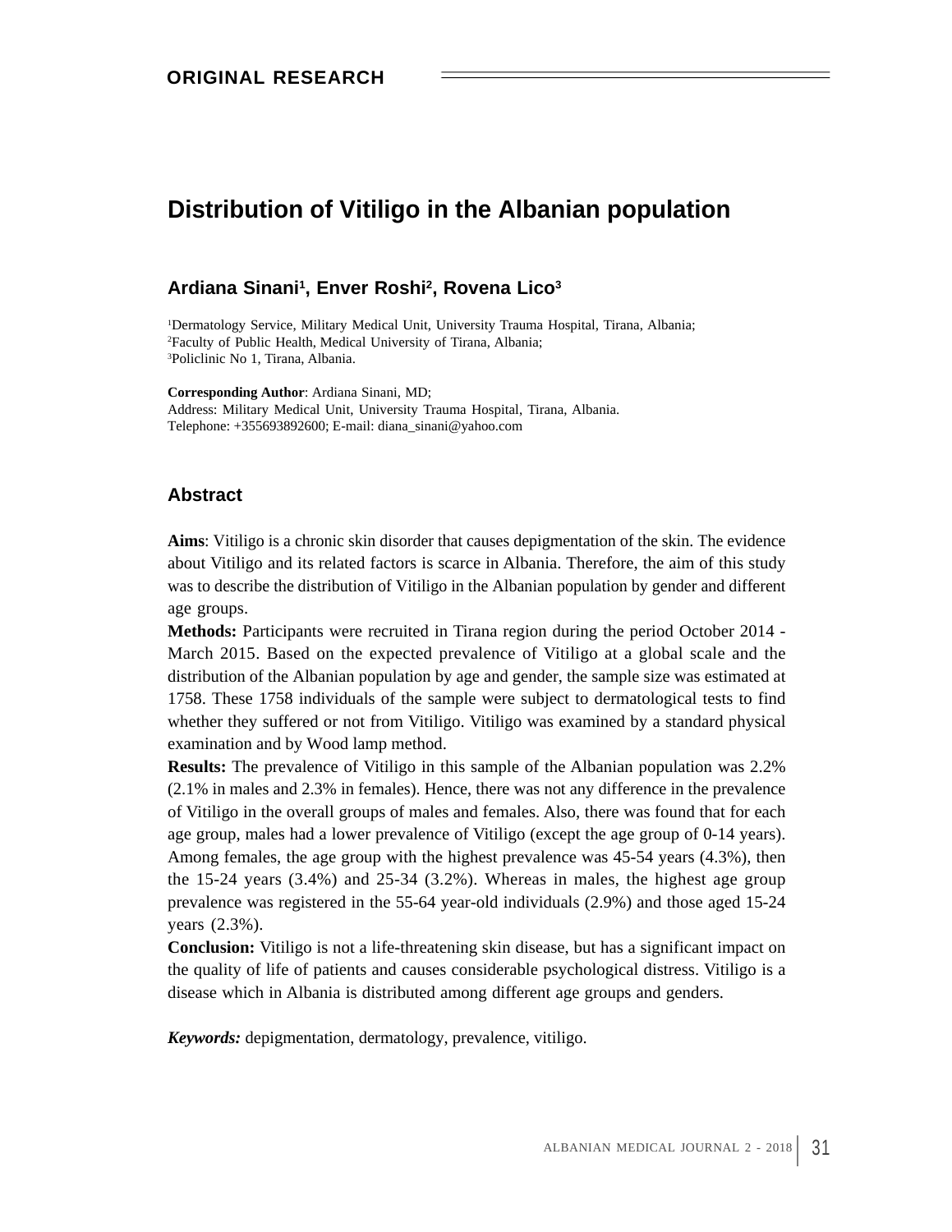**ORIGINAL RESEARCH**

# Distribution of Vitiligo in the Albanian population

**Ardiana Sinani[1], Enver Roshi[2], Rovena Lico[3]**

[1]Dermatology Service, Military Medical Unit, University Trauma Hospital, Tirana, Albania;
[2]Faculty of Public Health, Medical University of Tirana, Albania;
[3]Policlinic No 1, Tirana, Albania.

**Corresponding Author**: Ardiana Sinani, MD;
Address: Military Medical Unit, University Trauma Hospital, Tirana, Albania.
Telephone: +355693892600; E-mail: diana_sinani@yahoo.com

## Abstract

**Aims**: Vitiligo is a chronic skin disorder that causes depigmentation of the skin. The evidence about Vitiligo and its related factors is scarce in Albania. Therefore, the aim of this study was to describe the distribution of Vitiligo in the Albanian population by gender and different age groups.

**Methods:** Participants were recruited in Tirana region during the period October 2014 - March 2015. Based on the expected prevalence of Vitiligo at a global scale and the distribution of the Albanian population by age and gender, the sample size was estimated at 1758. These 1758 individuals of the sample were subject to dermatological tests to find whether they suffered or not from Vitiligo. Vitiligo was examined by a standard physical examination and by Wood lamp method.

**Results:** The prevalence of Vitiligo in this sample of the Albanian population was 2.2% (2.1% in males and 2.3% in females). Hence, there was not any difference in the prevalence of Vitiligo in the overall groups of males and females. Also, there was found that for each age group, males had a lower prevalence of Vitiligo (except the age group of 0-14 years). Among females, the age group with the highest prevalence was 45-54 years (4.3%), then the 15-24 years (3.4%) and 25-34 (3.2%). Whereas in males, the highest age group prevalence was registered in the 55-64 year-old individuals (2.9%) and those aged 15-24 years (2.3%).

**Conclusion:** Vitiligo is not a life-threatening skin disease, but has a significant impact on the quality of life of patients and causes considerable psychological distress. Vitiligo is a disease which in Albania is distributed among different age groups and genders.

***Keywords:*** depigmentation, dermatology, prevalence, vitiligo.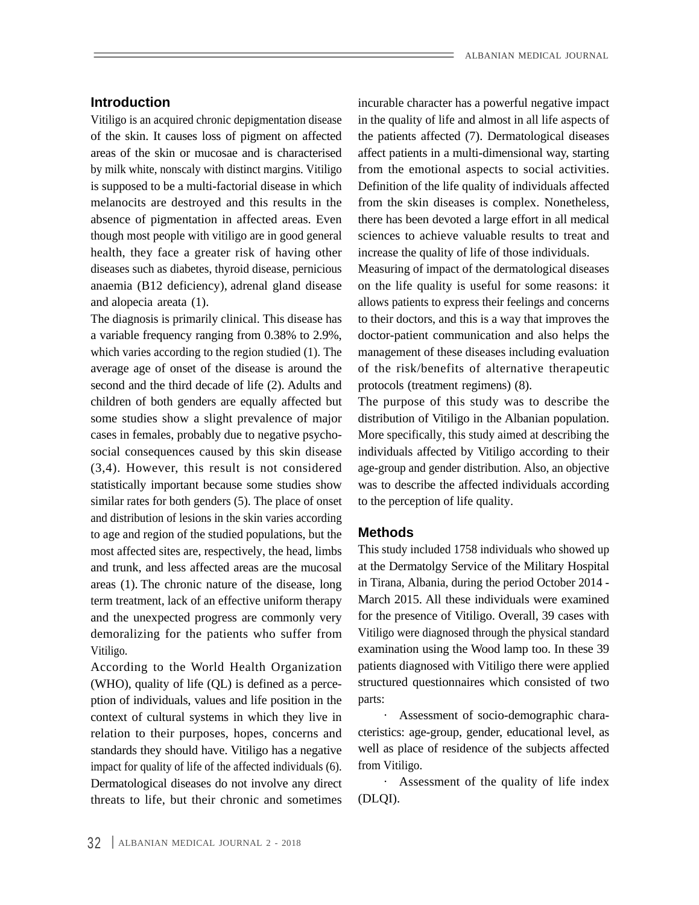## Introduction

Vitiligo is an acquired chronic depigmentation disease of the skin. It causes loss of pigment on affected areas of the skin or mucosae and is characterised by milk white, nonscaly with distinct margins. Vitiligo is supposed to be a multi-factorial disease in which melanocits are destroyed and this results in the absence of pigmentation in affected areas. Even though most people with vitiligo are in good general health, they face a greater risk of having other diseases such as diabetes, thyroid disease, pernicious anaemia (B12 deficiency), adrenal gland disease and alopecia areata (1).

The diagnosis is primarily clinical. This disease has a variable frequency ranging from 0.38% to 2.9%, which varies according to the region studied (1). The average age of onset of the disease is around the second and the third decade of life (2). Adults and children of both genders are equally affected but some studies show a slight prevalence of major cases in females, probably due to negative psycho-social consequences caused by this skin disease (3,4). However, this result is not considered statistically important because some studies show similar rates for both genders (5). The place of onset and distribution of lesions in the skin varies according to age and region of the studied populations, but the most affected sites are, respectively, the head, limbs and trunk, and less affected areas are the mucosal areas (1). The chronic nature of the disease, long term treatment, lack of an effective uniform therapy and the unexpected progress are commonly very demoralizing for the patients who suffer from Vitiligo.

According to the World Health Organization (WHO), quality of life (QL) is defined as a perce-ption of individuals, values and life position in the context of cultural systems in which they live in relation to their purposes, hopes, concerns and standards they should have. Vitiligo has a negative impact for quality of life of the affected individuals (6). Dermatological diseases do not involve any direct threats to life, but their chronic and sometimes incurable character has a powerful negative impact in the quality of life and almost in all life aspects of the patients affected (7). Dermatological diseases affect patients in a multi-dimensional way, starting from the emotional aspects to social activities. Definition of the life quality of individuals affected from the skin diseases is complex. Nonetheless, there has been devoted a large effort in all medical sciences to achieve valuable results to treat and increase the quality of life of those individuals.

Measuring of impact of the dermatological diseases on the life quality is useful for some reasons: it allows patients to express their feelings and concerns to their doctors, and this is a way that improves the doctor-patient communication and also helps the management of these diseases including evaluation of the risk/benefits of alternative therapeutic protocols (treatment regimens) (8).

The purpose of this study was to describe the distribution of Vitiligo in the Albanian population. More specifically, this study aimed at describing the individuals affected by Vitiligo according to their age-group and gender distribution. Also, an objective was to describe the affected individuals according to the perception of life quality.

## Methods

This study included 1758 individuals who showed up at the Dermatolgy Service of the Military Hospital in Tirana, Albania, during the period October 2014 - March 2015. All these individuals were examined for the presence of Vitiligo. Overall, 39 cases with Vitiligo were diagnosed through the physical standard examination using the Wood lamp too. In these 39 patients diagnosed with Vitiligo there were applied structured questionnaires which consisted of two parts:

- Assessment of socio-demographic characteristics: age-group, gender, educational level, as well as place of residence of the subjects affected from Vitiligo.
- Assessment of the quality of life index (DLQI).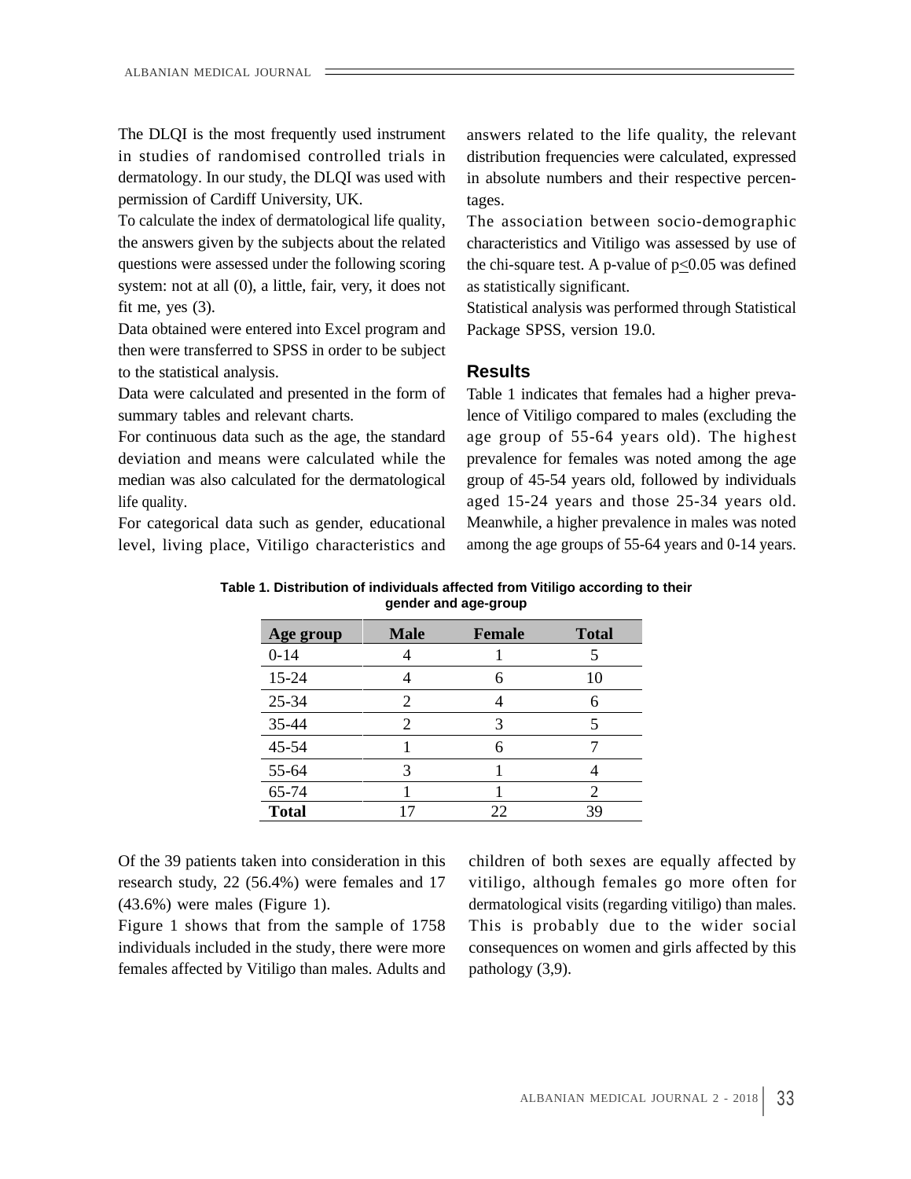The DLQI is the most frequently used instrument in studies of randomised controlled trials in dermatology. In our study, the DLQI was used with permission of Cardiff University, UK.

To calculate the index of dermatological life quality, the answers given by the subjects about the related questions were assessed under the following scoring system: not at all (0), a little, fair, very, it does not fit me, yes (3).

Data obtained were entered into Excel program and then were transferred to SPSS in order to be subject to the statistical analysis.

Data were calculated and presented in the form of summary tables and relevant charts.

For continuous data such as the age, the standard deviation and means were calculated while the median was also calculated for the dermatological life quality.

For categorical data such as gender, educational level, living place, Vitiligo characteristics and answers related to the life quality, the relevant distribution frequencies were calculated, expressed in absolute numbers and their respective percentages.

The association between socio-demographic characteristics and Vitiligo was assessed by use of the chi-square test. A p-value of $p \leq 0.05$ was defined as statistically significant.

Statistical analysis was performed through Statistical Package SPSS, version 19.0.

## Results

Table 1 indicates that females had a higher prevalence of Vitiligo compared to males (excluding the age group of 55-64 years old). The highest prevalence for females was noted among the age group of 45-54 years old, followed by individuals aged 15-24 years and those 25-34 years old. Meanwhile, a higher prevalence in males was noted among the age groups of 55-64 years and 0-14 years.

**Table 1. Distribution of individuals affected from Vitiligo according to their gender and age-group**

| Age group | Male | Female | Total |
|---|---|---|---|
| 0-14 | 4 | 1 | 5 |
| 15-24 | 4 | 6 | 10 |
| 25-34 | 2 | 4 | 6 |
| 35-44 | 2 | 3 | 5 |
| 45-54 | 1 | 6 | 7 |
| 55-64 | 3 | 1 | 4 |
| 65-74 | 1 | 1 | 2 |
| **Total** | 17 | 22 | 39 |

Of the 39 patients taken into consideration in this research study, 22 (56.4%) were females and 17 (43.6%) were males (Figure 1).

Figure 1 shows that from the sample of 1758 individuals included in the study, there were more females affected by Vitiligo than males. Adults and children of both sexes are equally affected by vitiligo, although females go more often for dermatological visits (regarding vitiligo) than males. This is probably due to the wider social consequences on women and girls affected by this pathology (3,9).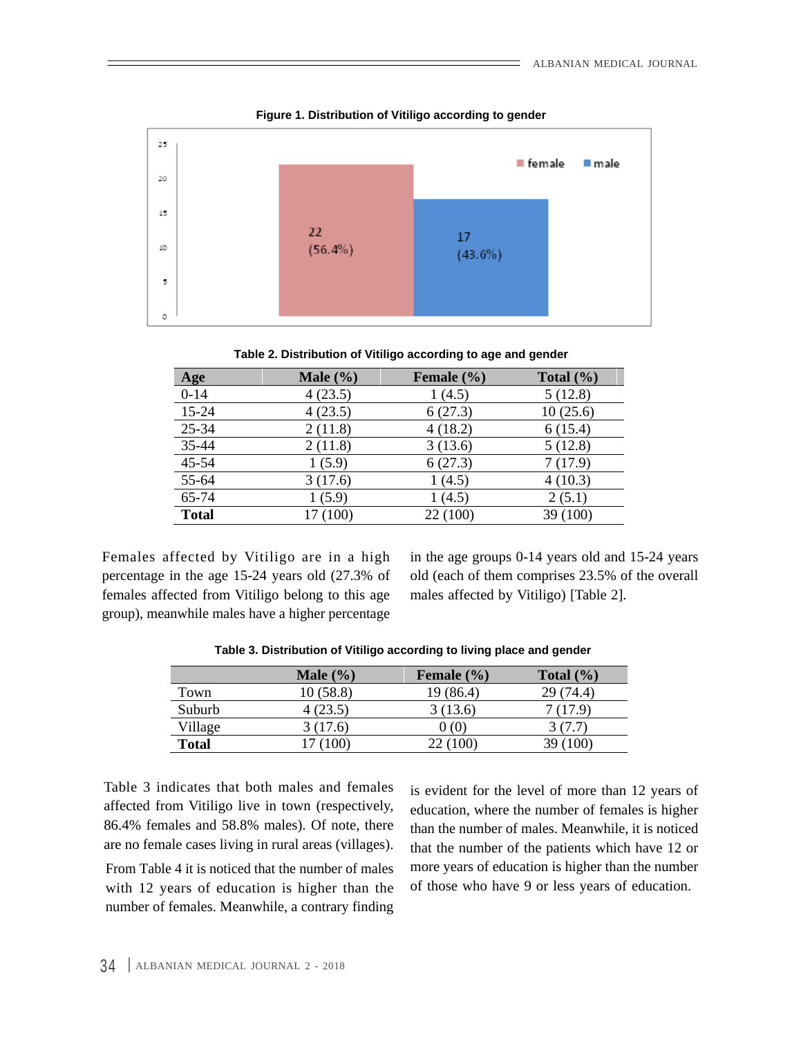**Figure 1. Distribution of Vitiligo according to gender**

**Table 2. Distribution of Vitiligo according to age and gender**

| Age | Male (%) | Female (%) | Total (%) |
|---|---|---|---|
| 0-14 | 4 (23.5) | 1 (4.5) | 5 (12.8) |
| 15-24 | 4 (23.5) | 6 (27.3) | 10 (25.6) |
| 25-34 | 2 (11.8) | 4 (18.2) | 6 (15.4) |
| 35-44 | 2 (11.8) | 3 (13.6) | 5 (12.8) |
| 45-54 | 1 (5.9) | 6 (27.3) | 7 (17.9) |
| 55-64 | 3 (17.6) | 1 (4.5) | 4 (10.3) |
| 65-74 | 1 (5.9) | 1 (4.5) | 2 (5.1) |
| **Total** | 17 (100) | 22 (100) | 39 (100) |

Females affected by Vitiligo are in a high percentage in the age 15-24 years old (27.3% of females affected from Vitiligo belong to this age group), meanwhile males have a higher percentage in the age groups 0-14 years old and 15-24 years old (each of them comprises 23.5% of the overall males affected by Vitiligo) [Table 2].

**Table 3. Distribution of Vitiligo according to living place and gender**

| | Male (%) | Female (%) | Total (%) |
|---|---|---|---|
| Town | 10 (58.8) | 19 (86.4) | 29 (74.4) |
| Suburb | 4 (23.5) | 3 (13.6) | 7 (17.9) |
| Village | 3 (17.6) | 0 (0) | 3 (7.7) |
| **Total** | 17 (100) | 22 (100) | 39 (100) |

Table 3 indicates that both males and females affected from Vitiligo live in town (respectively, 86.4% females and 58.8% males). Of note, there are no female cases living in rural areas (villages).

From Table 4 it is noticed that the number of males with 12 years of education is higher than the number of females. Meanwhile, a contrary finding is evident for the level of more than 12 years of education, where the number of females is higher than the number of males. Meanwhile, it is noticed that the number of the patients which have 12 or more years of education is higher than the number of those who have 9 or less years of education.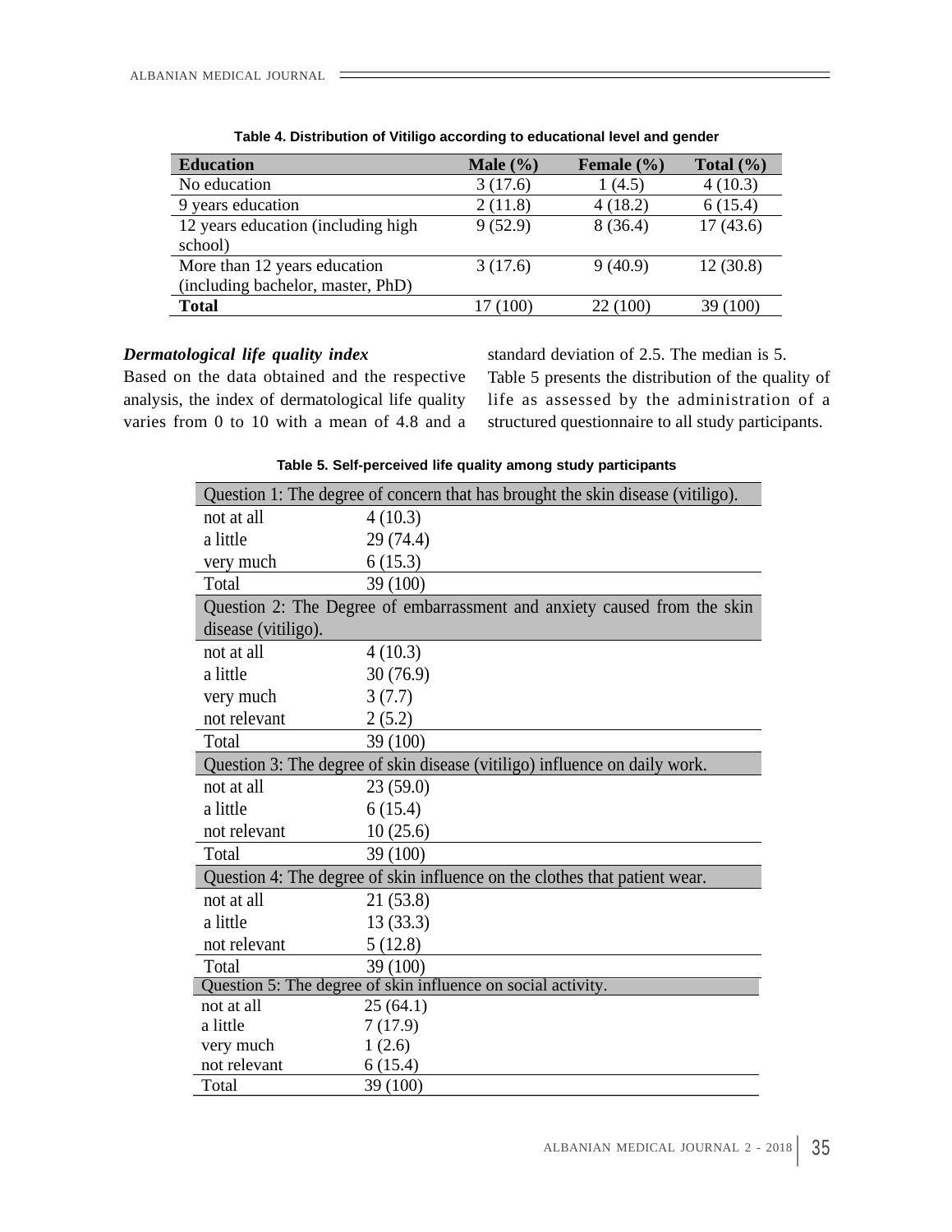**Table 4. Distribution of Vitiligo according to educational level and gender**

| Education | Male (%) | Female (%) | Total (%) |
|---|---|---|---|
| No education | 3 (17.6) | 1 (4.5) | 4 (10.3) |
| 9 years education | 2 (11.8) | 4 (18.2) | 6 (15.4) |
| 12 years education (including high school) | 9 (52.9) | 8 (36.4) | 17 (43.6) |
| More than 12 years education (including bachelor, master, PhD) | 3 (17.6) | 9 (40.9) | 12 (30.8) |
| **Total** | 17 (100) | 22 (100) | 39 (100) |

***Dermatological life quality index***

Based on the data obtained and the respective analysis, the index of dermatological life quality varies from 0 to 10 with a mean of 4.8 and a standard deviation of 2.5. The median is 5.

Table 5 presents the distribution of the quality of life as assessed by the administration of a structured questionnaire to all study participants.

**Table 5. Self-perceived life quality among study participants**

| Question 1: The degree of concern that has brought the skin disease (vitiligo). | |
|---|---|
| not at all | 4 (10.3) |
| a little | 29 (74.4) |
| very much | 6 (15.3) |
| Total | 39 (100) |
| **Question 2: The Degree of embarrassment and anxiety caused from the skin disease (vitiligo).** | |
| not at all | 4 (10.3) |
| a little | 30 (76.9) |
| very much | 3 (7.7) |
| not relevant | 2 (5.2) |
| Total | 39 (100) |
| **Question 3: The degree of skin disease (vitiligo) influence on daily work.** | |
| not at all | 23 (59.0) |
| a little | 6 (15.4) |
| not relevant | 10 (25.6) |
| Total | 39 (100) |
| **Question 4: The degree of skin influence on the clothes that patient wear.** | |
| not at all | 21 (53.8) |
| a little | 13 (33.3) |
| not relevant | 5 (12.8) |
| Total | 39 (100) |
| **Question 5: The degree of skin influence on social activity.** | |
| not at all | 25 (64.1) |
| a little | 7 (17.9) |
| very much | 1 (2.6) |
| not relevant | 6 (15.4) |
| Total | 39 (100) |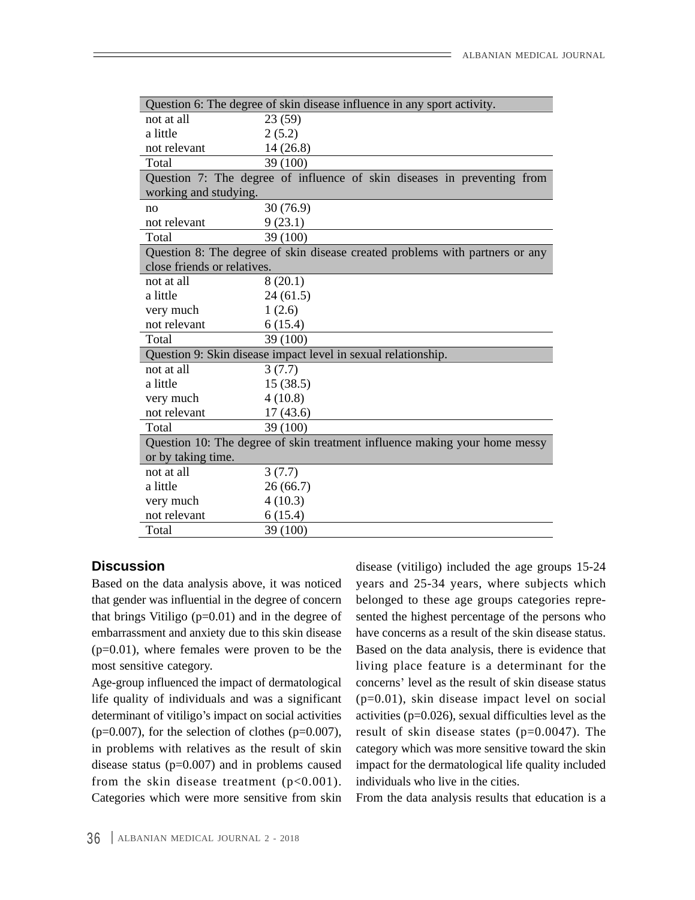| Question 6: The degree of skin disease influence in any sport activity. | |
|---|---|
| not at all | 23 (59) |
| a little | 2 (5.2) |
| not relevant | 14 (26.8) |
| Total | 39 (100) |
| **Question 7: The degree of influence of skin diseases in preventing from working and studying.** | |
| no | 30 (76.9) |
| not relevant | 9 (23.1) |
| Total | 39 (100) |
| **Question 8: The degree of skin disease created problems with partners or any close friends or relatives.** | |
| not at all | 8 (20.1) |
| a little | 24 (61.5) |
| very much | 1 (2.6) |
| not relevant | 6 (15.4) |
| Total | 39 (100) |
| **Question 9: Skin disease impact level in sexual relationship.** | |
| not at all | 3 (7.7) |
| a little | 15 (38.5) |
| very much | 4 (10.8) |
| not relevant | 17 (43.6) |
| Total | 39 (100) |
| **Question 10: The degree of skin treatment influence making your home messy or by taking time.** | |
| not at all | 3 (7.7) |
| a little | 26 (66.7) |
| very much | 4 (10.3) |
| not relevant | 6 (15.4) |
| Total | 39 (100) |

## Discussion

Based on the data analysis above, it was noticed that gender was influential in the degree of concern that brings Vitiligo (p=0.01) and in the degree of embarrassment and anxiety due to this skin disease (p=0.01), where females were proven to be the most sensitive category.

Age-group influenced the impact of dermatological life quality of individuals and was a significant determinant of vitiligo's impact on social activities (p=0.007), for the selection of clothes (p=0.007), in problems with relatives as the result of skin disease status (p=0.007) and in problems caused from the skin disease treatment (p<0.001). Categories which were more sensitive from skin disease (vitiligo) included the age groups 15-24 years and 25-34 years, where subjects which belonged to these age groups categories represented the highest percentage of the persons who have concerns as a result of the skin disease status. Based on the data analysis, there is evidence that living place feature is a determinant for the concerns' level as the result of skin disease status (p=0.01), skin disease impact level on social activities (p=0.026), sexual difficulties level as the result of skin disease states (p=0.0047). The category which was more sensitive toward the skin impact for the dermatological life quality included individuals who live in the cities.

From the data analysis results that education is a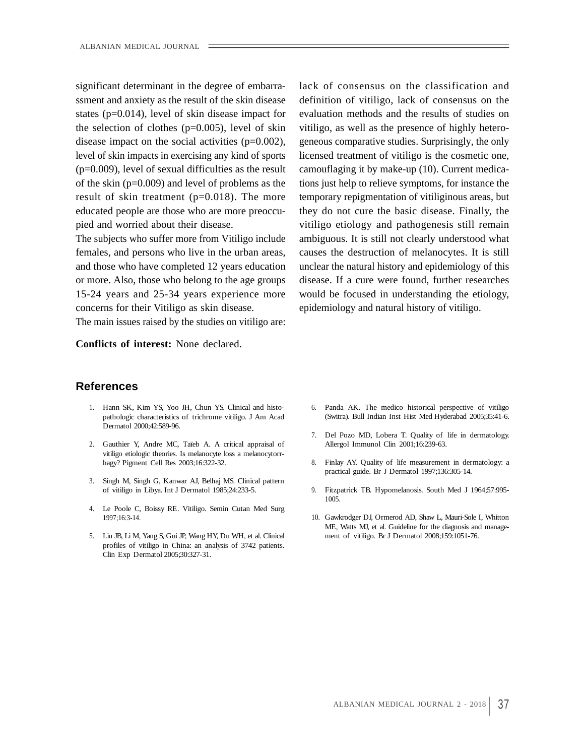significant determinant in the degree of embarrassment and anxiety as the result of the skin disease states (p=0.014), level of skin disease impact for the selection of clothes (p=0.005), level of skin disease impact on the social activities (p=0.002), level of skin impacts in exercising any kind of sports (p=0.009), level of sexual difficulties as the result of the skin (p=0.009) and level of problems as the result of skin treatment (p=0.018). The more educated people are those who are more preoccupied and worried about their disease.

The subjects who suffer more from Vitiligo include females, and persons who live in the urban areas, and those who have completed 12 years education or more. Also, those who belong to the age groups 15-24 years and 25-34 years experience more concerns for their Vitiligo as skin disease.

The main issues raised by the studies on vitiligo are: lack of consensus on the classification and definition of vitiligo, lack of consensus on the evaluation methods and the results of studies on vitiligo, as well as the presence of highly heterogeneous comparative studies. Surprisingly, the only licensed treatment of vitiligo is the cosmetic one, camouflaging it by make-up (10). Current medications just help to relieve symptoms, for instance the temporary repigmentation of vitiliginous areas, but they do not cure the basic disease. Finally, the vitiligo etiology and pathogenesis still remain ambiguous. It is still not clearly understood what causes the destruction of melanocytes. It is still unclear the natural history and epidemiology of this disease. If a cure were found, further researches would be focused in understanding the etiology, epidemiology and natural history of vitiligo.

**Conflicts of interest:** None declared.

## References

1. Hann SK, Kim YS, Yoo JH, Chun YS. Clinical and histopathologic characteristics of trichrome vitiligo. J Am Acad Dermatol 2000;42:589-96.
2. Gauthier Y, Andre MC, Taïeb A. A critical appraisal of vitiligo etiologic theories. Is melanocyte loss a melanocytorrhagy? Pigment Cell Res 2003;16:322-32.
3. Singh M, Singh G, Kanwar AJ, Belhaj MS. Clinical pattern of vitiligo in Libya. Int J Dermatol 1985;24:233-5.
4. Le Poole C, Boissy RE. Vitiligo. Semin Cutan Med Surg 1997;16:3-14.
5. Liu JB, Li M, Yang S, Gui JP, Wang HY, Du WH, et al. Clinical profiles of vitiligo in China: an analysis of 3742 patients. Clin Exp Dermatol 2005;30:327-31.
6. Panda AK. The medico historical perspective of vitiligo (Switra). Bull Indian Inst Hist Med Hyderabad 2005;35:41-6.
7. Del Pozo MD, Lobera T. Quality of life in dermatology. Allergol Immunol Clin 2001;16:239-63.
8. Finlay AY. Quality of life measurement in dermatology: a practical guide. Br J Dermatol 1997;136:305-14.
9. Fitzpatrick TB. Hypomelanosis. South Med J 1964;57:995-1005.
10. Gawkrodger DJ, Ormerod AD, Shaw L, Mauri-Sole I, Whitton ME, Watts MJ, et al. Guideline for the diagnosis and management of vitiligo. Br J Dermatol 2008;159:1051-76.